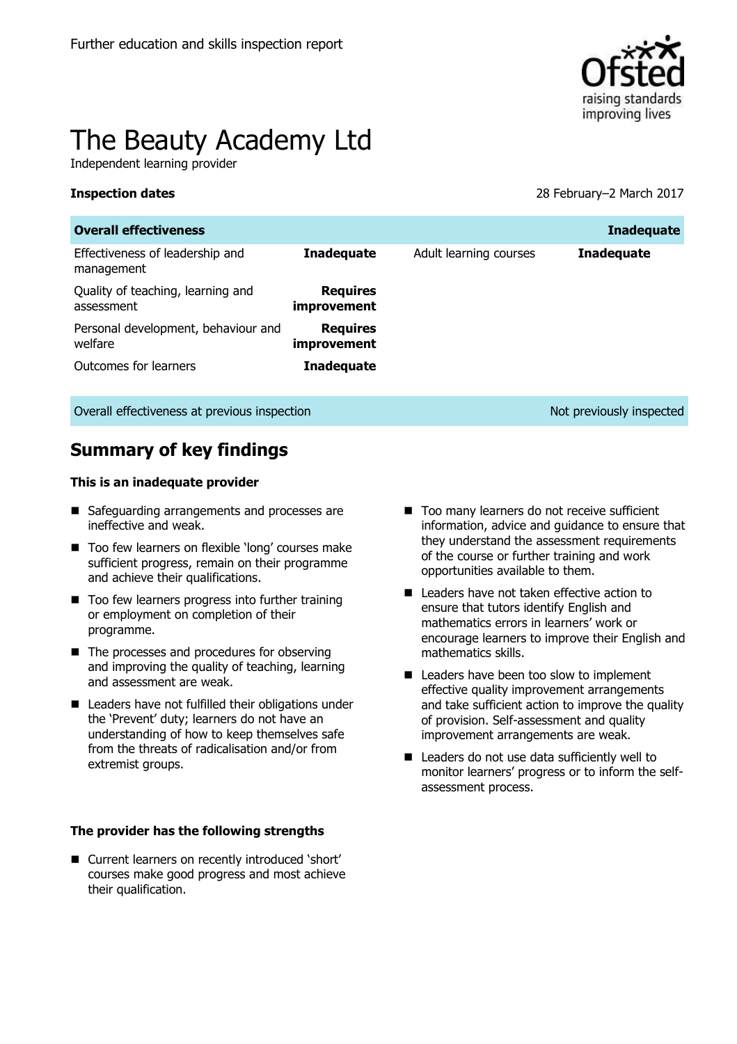Further education and skills inspection report

# The Beauty Academy Ltd

Independent learning provider

**Inspection dates** 28 February–2 March 2017

| **Overall effectiveness** | | | **Inadequate** |
|---|---|---|---|
| Effectiveness of leadership and management | **Inadequate** | Adult learning courses | **Inadequate** |
| Quality of teaching, learning and assessment | **Requires improvement** | | |
| Personal development, behaviour and welfare | **Requires improvement** | | |
| Outcomes for learners | **Inadequate** | | |

| Overall effectiveness at previous inspection | Not previously inspected |
|---|---|

## Summary of key findings

**This is an inadequate provider**

- Safeguarding arrangements and processes are ineffective and weak.
- Too few learners on flexible 'long' courses make sufficient progress, remain on their programme and achieve their qualifications.
- Too few learners progress into further training or employment on completion of their programme.
- The processes and procedures for observing and improving the quality of teaching, learning and assessment are weak.
- Leaders have not fulfilled their obligations under the 'Prevent' duty; learners do not have an understanding of how to keep themselves safe from the threats of radicalisation and/or from extremist groups.
- Too many learners do not receive sufficient information, advice and guidance to ensure that they understand the assessment requirements of the course or further training and work opportunities available to them.
- Leaders have not taken effective action to ensure that tutors identify English and mathematics errors in learners' work or encourage learners to improve their English and mathematics skills.
- Leaders have been too slow to implement effective quality improvement arrangements and take sufficient action to improve the quality of provision. Self-assessment and quality improvement arrangements are weak.
- Leaders do not use data sufficiently well to monitor learners' progress or to inform the self-assessment process.

**The provider has the following strengths**

- Current learners on recently introduced 'short' courses make good progress and most achieve their qualification.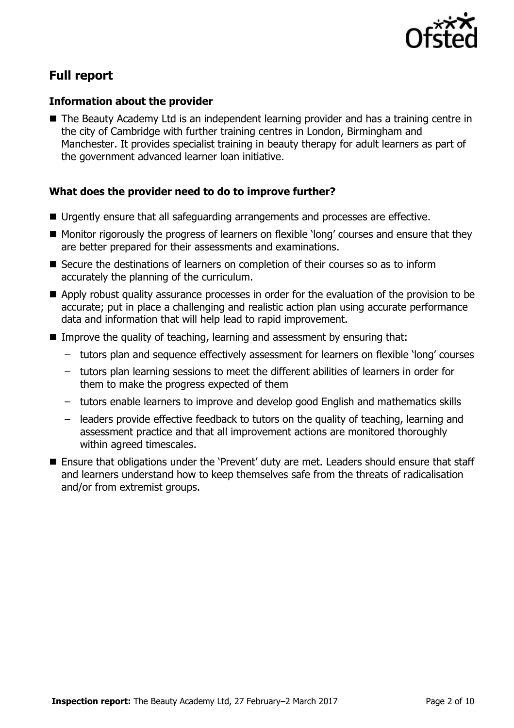## Full report

### Information about the provider

- The Beauty Academy Ltd is an independent learning provider and has a training centre in the city of Cambridge with further training centres in London, Birmingham and Manchester. It provides specialist training in beauty therapy for adult learners as part of the government advanced learner loan initiative.

### What does the provider need to do to improve further?

- Urgently ensure that all safeguarding arrangements and processes are effective.
- Monitor rigorously the progress of learners on flexible 'long' courses and ensure that they are better prepared for their assessments and examinations.
- Secure the destinations of learners on completion of their courses so as to inform accurately the planning of the curriculum.
- Apply robust quality assurance processes in order for the evaluation of the provision to be accurate; put in place a challenging and realistic action plan using accurate performance data and information that will help lead to rapid improvement.
- Improve the quality of teaching, learning and assessment by ensuring that:
  - tutors plan and sequence effectively assessment for learners on flexible 'long' courses
  - tutors plan learning sessions to meet the different abilities of learners in order for them to make the progress expected of them
  - tutors enable learners to improve and develop good English and mathematics skills
  - leaders provide effective feedback to tutors on the quality of teaching, learning and assessment practice and that all improvement actions are monitored thoroughly within agreed timescales.
- Ensure that obligations under the 'Prevent' duty are met. Leaders should ensure that staff and learners understand how to keep themselves safe from the threats of radicalisation and/or from extremist groups.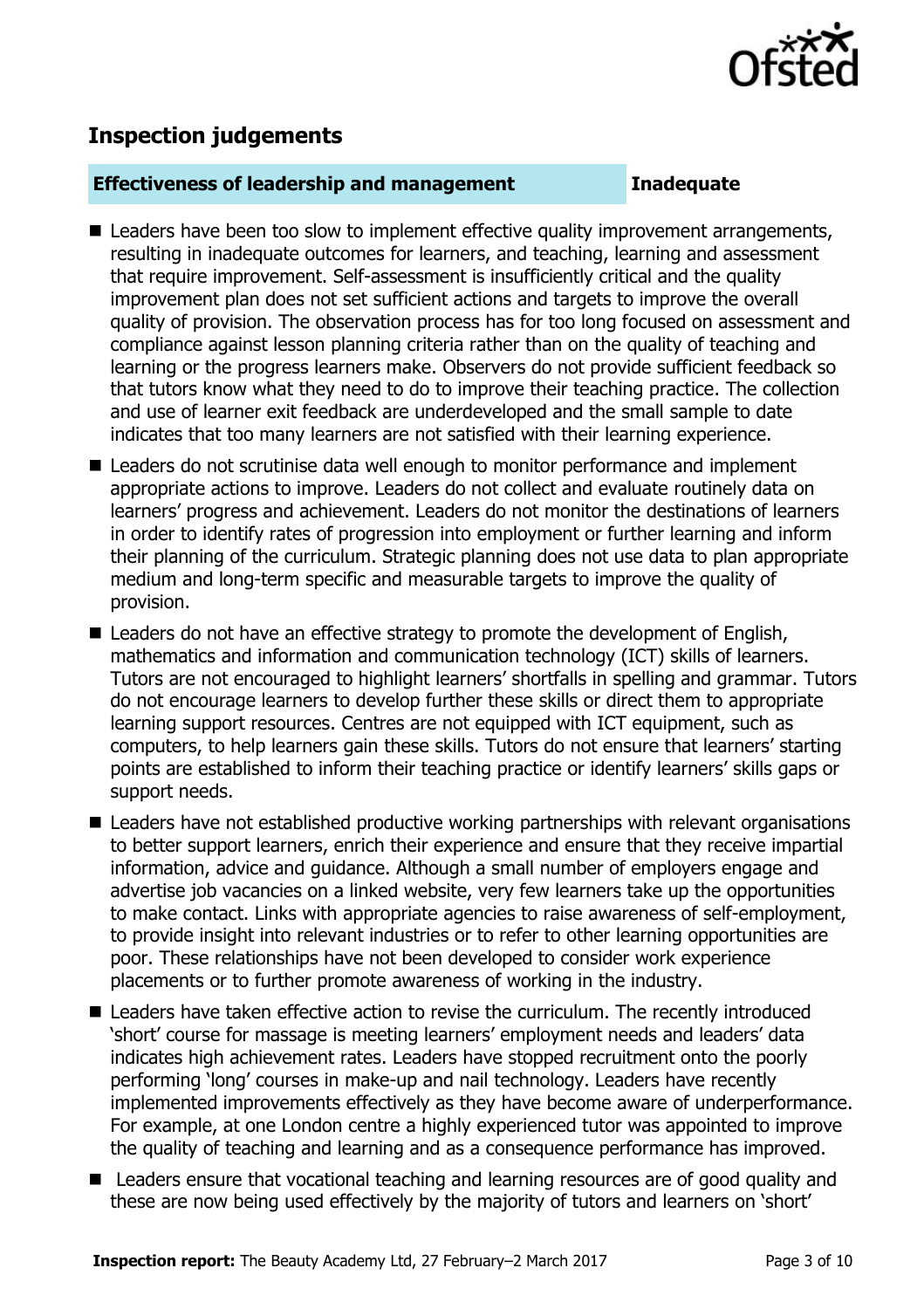## Inspection judgements

| Effectiveness of leadership and management | Inadequate |
|---|---|

- Leaders have been too slow to implement effective quality improvement arrangements, resulting in inadequate outcomes for learners, and teaching, learning and assessment that require improvement. Self-assessment is insufficiently critical and the quality improvement plan does not set sufficient actions and targets to improve the overall quality of provision. The observation process has for too long focused on assessment and compliance against lesson planning criteria rather than on the quality of teaching and learning or the progress learners make. Observers do not provide sufficient feedback so that tutors know what they need to do to improve their teaching practice. The collection and use of learner exit feedback are underdeveloped and the small sample to date indicates that too many learners are not satisfied with their learning experience.
- Leaders do not scrutinise data well enough to monitor performance and implement appropriate actions to improve. Leaders do not collect and evaluate routinely data on learners' progress and achievement. Leaders do not monitor the destinations of learners in order to identify rates of progression into employment or further learning and inform their planning of the curriculum. Strategic planning does not use data to plan appropriate medium and long-term specific and measurable targets to improve the quality of provision.
- Leaders do not have an effective strategy to promote the development of English, mathematics and information and communication technology (ICT) skills of learners. Tutors are not encouraged to highlight learners' shortfalls in spelling and grammar. Tutors do not encourage learners to develop further these skills or direct them to appropriate learning support resources. Centres are not equipped with ICT equipment, such as computers, to help learners gain these skills. Tutors do not ensure that learners' starting points are established to inform their teaching practice or identify learners' skills gaps or support needs.
- Leaders have not established productive working partnerships with relevant organisations to better support learners, enrich their experience and ensure that they receive impartial information, advice and guidance. Although a small number of employers engage and advertise job vacancies on a linked website, very few learners take up the opportunities to make contact. Links with appropriate agencies to raise awareness of self-employment, to provide insight into relevant industries or to refer to other learning opportunities are poor. These relationships have not been developed to consider work experience placements or to further promote awareness of working in the industry.
- Leaders have taken effective action to revise the curriculum. The recently introduced 'short' course for massage is meeting learners' employment needs and leaders' data indicates high achievement rates. Leaders have stopped recruitment onto the poorly performing 'long' courses in make-up and nail technology. Leaders have recently implemented improvements effectively as they have become aware of underperformance. For example, at one London centre a highly experienced tutor was appointed to improve the quality of teaching and learning and as a consequence performance has improved.
- Leaders ensure that vocational teaching and learning resources are of good quality and these are now being used effectively by the majority of tutors and learners on 'short'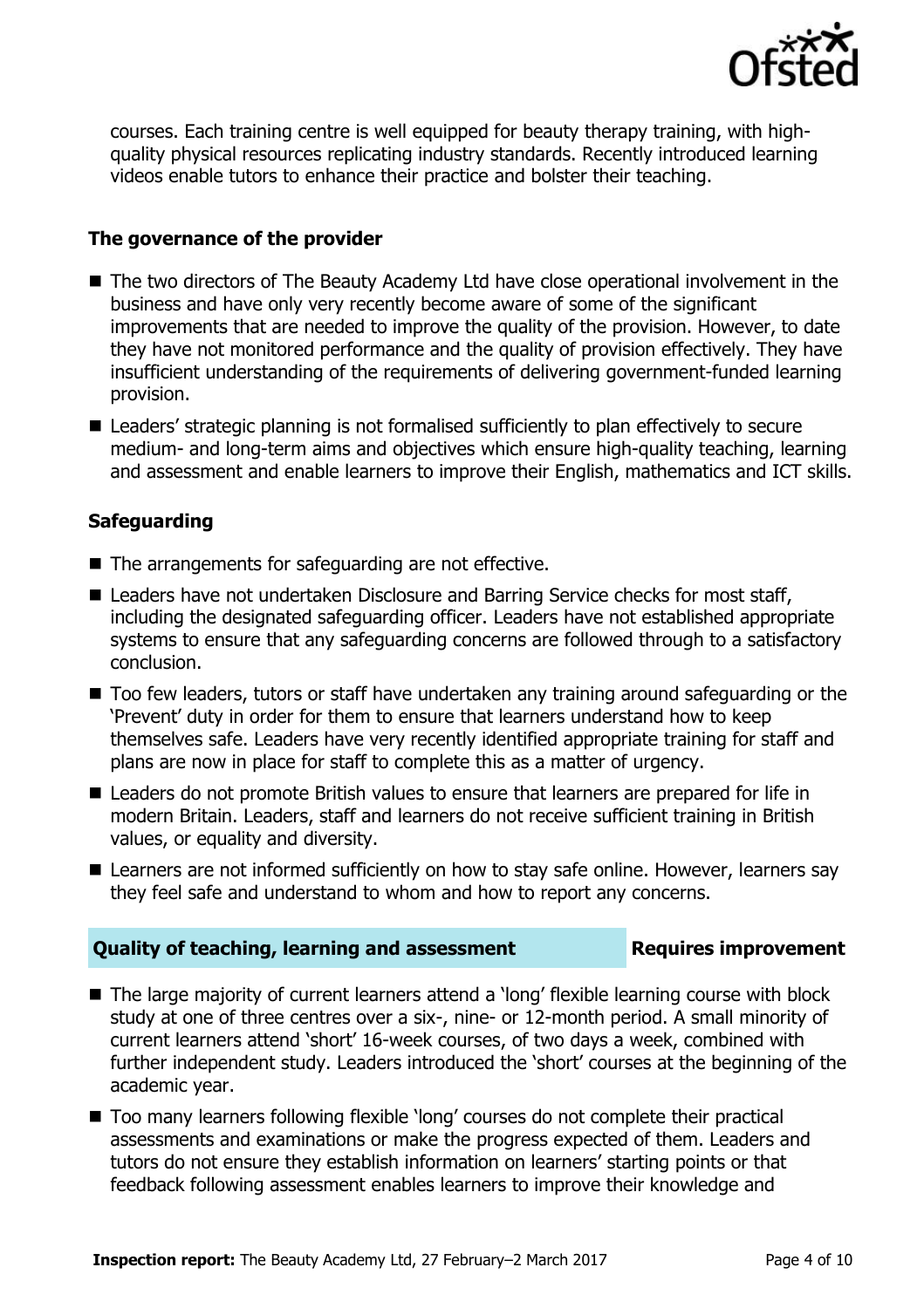courses. Each training centre is well equipped for beauty therapy training, with high-quality physical resources replicating industry standards. Recently introduced learning videos enable tutors to enhance their practice and bolster their teaching.

### The governance of the provider

- The two directors of The Beauty Academy Ltd have close operational involvement in the business and have only very recently become aware of some of the significant improvements that are needed to improve the quality of the provision. However, to date they have not monitored performance and the quality of provision effectively. They have insufficient understanding of the requirements of delivering government-funded learning provision.
- Leaders' strategic planning is not formalised sufficiently to plan effectively to secure medium- and long-term aims and objectives which ensure high-quality teaching, learning and assessment and enable learners to improve their English, mathematics and ICT skills.

### Safeguarding

- The arrangements for safeguarding are not effective.
- Leaders have not undertaken Disclosure and Barring Service checks for most staff, including the designated safeguarding officer. Leaders have not established appropriate systems to ensure that any safeguarding concerns are followed through to a satisfactory conclusion.
- Too few leaders, tutors or staff have undertaken any training around safeguarding or the 'Prevent' duty in order for them to ensure that learners understand how to keep themselves safe. Leaders have very recently identified appropriate training for staff and plans are now in place for staff to complete this as a matter of urgency.
- Leaders do not promote British values to ensure that learners are prepared for life in modern Britain. Leaders, staff and learners do not receive sufficient training in British values, or equality and diversity.
- Learners are not informed sufficiently on how to stay safe online. However, learners say they feel safe and understand to whom and how to report any concerns.

## Quality of teaching, learning and assessment — Requires improvement

- The large majority of current learners attend a 'long' flexible learning course with block study at one of three centres over a six-, nine- or 12-month period. A small minority of current learners attend 'short' 16-week courses, of two days a week, combined with further independent study. Leaders introduced the 'short' courses at the beginning of the academic year.
- Too many learners following flexible 'long' courses do not complete their practical assessments and examinations or make the progress expected of them. Leaders and tutors do not ensure they establish information on learners' starting points or that feedback following assessment enables learners to improve their knowledge and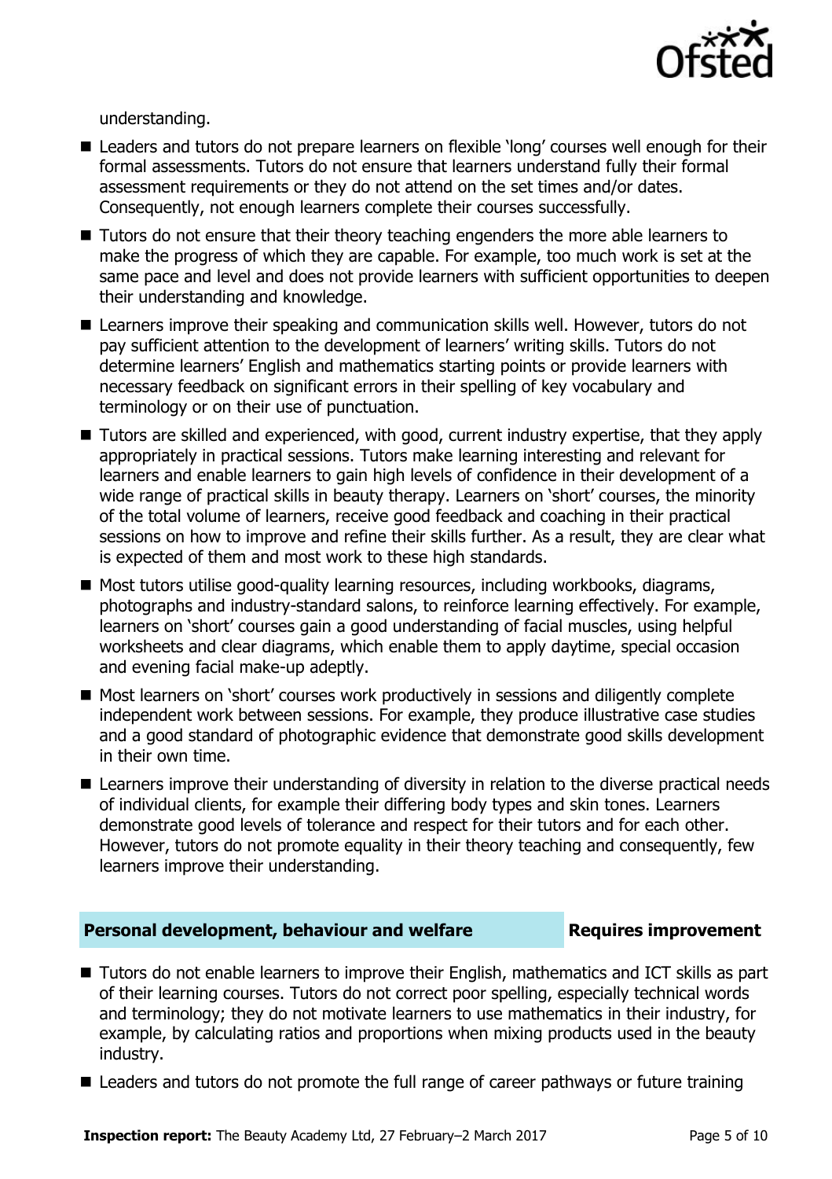understanding.

- Leaders and tutors do not prepare learners on flexible 'long' courses well enough for their formal assessments. Tutors do not ensure that learners understand fully their formal assessment requirements or they do not attend on the set times and/or dates. Consequently, not enough learners complete their courses successfully.
- Tutors do not ensure that their theory teaching engenders the more able learners to make the progress of which they are capable. For example, too much work is set at the same pace and level and does not provide learners with sufficient opportunities to deepen their understanding and knowledge.
- Learners improve their speaking and communication skills well. However, tutors do not pay sufficient attention to the development of learners' writing skills. Tutors do not determine learners' English and mathematics starting points or provide learners with necessary feedback on significant errors in their spelling of key vocabulary and terminology or on their use of punctuation.
- Tutors are skilled and experienced, with good, current industry expertise, that they apply appropriately in practical sessions. Tutors make learning interesting and relevant for learners and enable learners to gain high levels of confidence in their development of a wide range of practical skills in beauty therapy. Learners on 'short' courses, the minority of the total volume of learners, receive good feedback and coaching in their practical sessions on how to improve and refine their skills further. As a result, they are clear what is expected of them and most work to these high standards.
- Most tutors utilise good-quality learning resources, including workbooks, diagrams, photographs and industry-standard salons, to reinforce learning effectively. For example, learners on 'short' courses gain a good understanding of facial muscles, using helpful worksheets and clear diagrams, which enable them to apply daytime, special occasion and evening facial make-up adeptly.
- Most learners on 'short' courses work productively in sessions and diligently complete independent work between sessions. For example, they produce illustrative case studies and a good standard of photographic evidence that demonstrate good skills development in their own time.
- Learners improve their understanding of diversity in relation to the diverse practical needs of individual clients, for example their differing body types and skin tones. Learners demonstrate good levels of tolerance and respect for their tutors and for each other. However, tutors do not promote equality in their theory teaching and consequently, few learners improve their understanding.

## Personal development, behaviour and welfare — Requires improvement

- Tutors do not enable learners to improve their English, mathematics and ICT skills as part of their learning courses. Tutors do not correct poor spelling, especially technical words and terminology; they do not motivate learners to use mathematics in their industry, for example, by calculating ratios and proportions when mixing products used in the beauty industry.
- Leaders and tutors do not promote the full range of career pathways or future training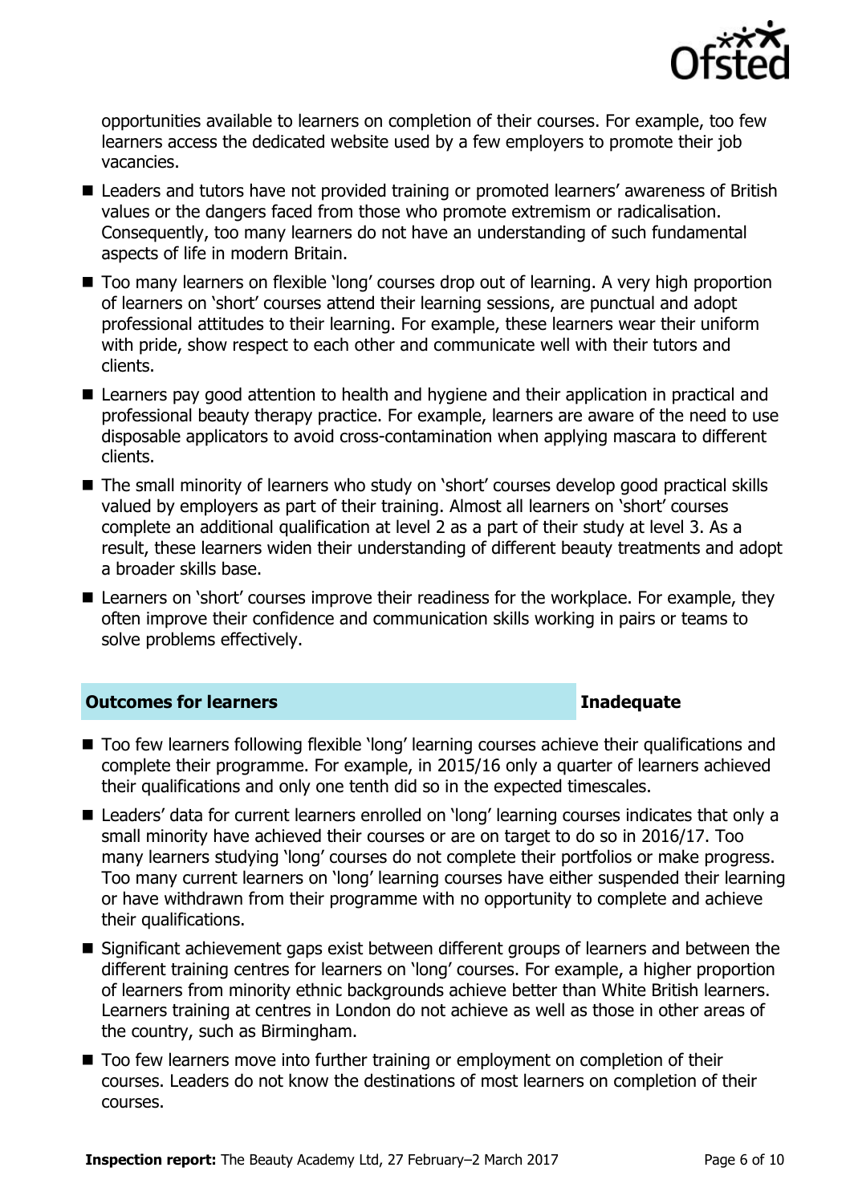opportunities available to learners on completion of their courses. For example, too few learners access the dedicated website used by a few employers to promote their job vacancies.

- Leaders and tutors have not provided training or promoted learners' awareness of British values or the dangers faced from those who promote extremism or radicalisation. Consequently, too many learners do not have an understanding of such fundamental aspects of life in modern Britain.
- Too many learners on flexible 'long' courses drop out of learning. A very high proportion of learners on 'short' courses attend their learning sessions, are punctual and adopt professional attitudes to their learning. For example, these learners wear their uniform with pride, show respect to each other and communicate well with their tutors and clients.
- Learners pay good attention to health and hygiene and their application in practical and professional beauty therapy practice. For example, learners are aware of the need to use disposable applicators to avoid cross-contamination when applying mascara to different clients.
- The small minority of learners who study on 'short' courses develop good practical skills valued by employers as part of their training. Almost all learners on 'short' courses complete an additional qualification at level 2 as a part of their study at level 3. As a result, these learners widen their understanding of different beauty treatments and adopt a broader skills base.
- Learners on 'short' courses improve their readiness for the workplace. For example, they often improve their confidence and communication skills working in pairs or teams to solve problems effectively.

## Outcomes for learners — Inadequate

- Too few learners following flexible 'long' learning courses achieve their qualifications and complete their programme. For example, in 2015/16 only a quarter of learners achieved their qualifications and only one tenth did so in the expected timescales.
- Leaders' data for current learners enrolled on 'long' learning courses indicates that only a small minority have achieved their courses or are on target to do so in 2016/17. Too many learners studying 'long' courses do not complete their portfolios or make progress. Too many current learners on 'long' learning courses have either suspended their learning or have withdrawn from their programme with no opportunity to complete and achieve their qualifications.
- Significant achievement gaps exist between different groups of learners and between the different training centres for learners on 'long' courses. For example, a higher proportion of learners from minority ethnic backgrounds achieve better than White British learners. Learners training at centres in London do not achieve as well as those in other areas of the country, such as Birmingham.
- Too few learners move into further training or employment on completion of their courses. Leaders do not know the destinations of most learners on completion of their courses.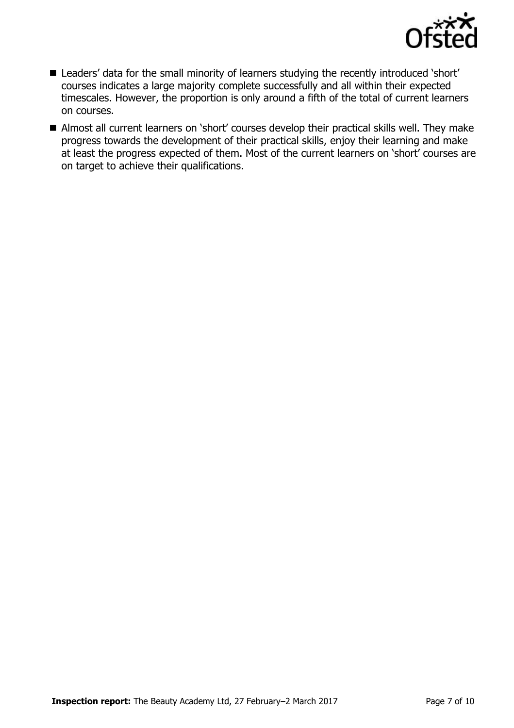- Leaders' data for the small minority of learners studying the recently introduced 'short' courses indicates a large majority complete successfully and all within their expected timescales. However, the proportion is only around a fifth of the total of current learners on courses.
- Almost all current learners on 'short' courses develop their practical skills well. They make progress towards the development of their practical skills, enjoy their learning and make at least the progress expected of them. Most of the current learners on 'short' courses are on target to achieve their qualifications.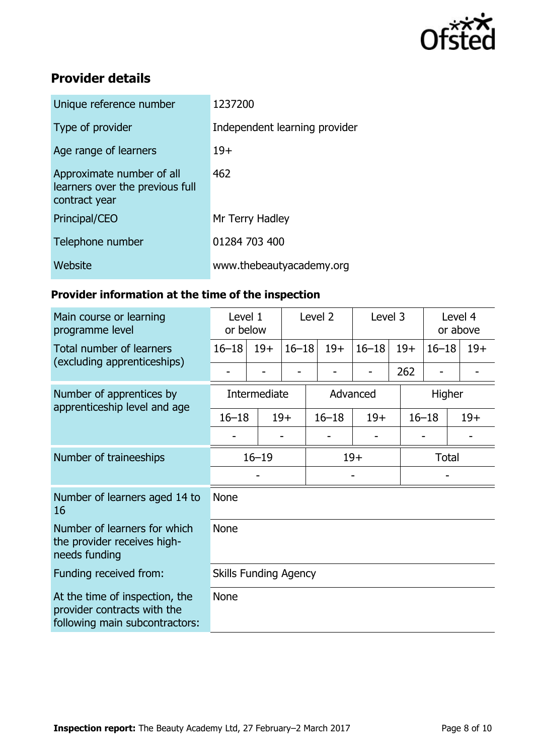## Provider details

| | |
|---|---|
| Unique reference number | 1237200 |
| Type of provider | Independent learning provider |
| Age range of learners | 19+ |
| Approximate number of all learners over the previous full contract year | 462 |
| Principal/CEO | Mr Terry Hadley |
| Telephone number | 01284 703 400 |
| Website | www.thebeautyacademy.org |

### Provider information at the time of the inspection

| Main course or learning programme level | Level 1 or below | | Level 2 | | Level 3 | | Level 4 or above | |
|---|---|---|---|---|---|---|---|---|
| Total number of learners (excluding apprenticeships) | 16–18 | 19+ | 16–18 | 19+ | 16–18 | 19+ | 16–18 | 19+ |
| | - | - | - | - | - | 262 | - | - |

| Number of apprentices by apprenticeship level and age | Intermediate | | Advanced | | Higher | |
|---|---|---|---|---|---|---|
| | 16–18 | 19+ | 16–18 | 19+ | 16–18 | 19+ |
| | - | - | - | - | - | - |

| Number of traineeships | 16–19 | 19+ | Total |
|---|---|---|---|
| | - | - | - |

| | |
|---|---|
| Number of learners aged 14 to 16 | None |
| Number of learners for which the provider receives high-needs funding | None |
| Funding received from: | Skills Funding Agency |
| At the time of inspection, the provider contracts with the following main subcontractors: | None |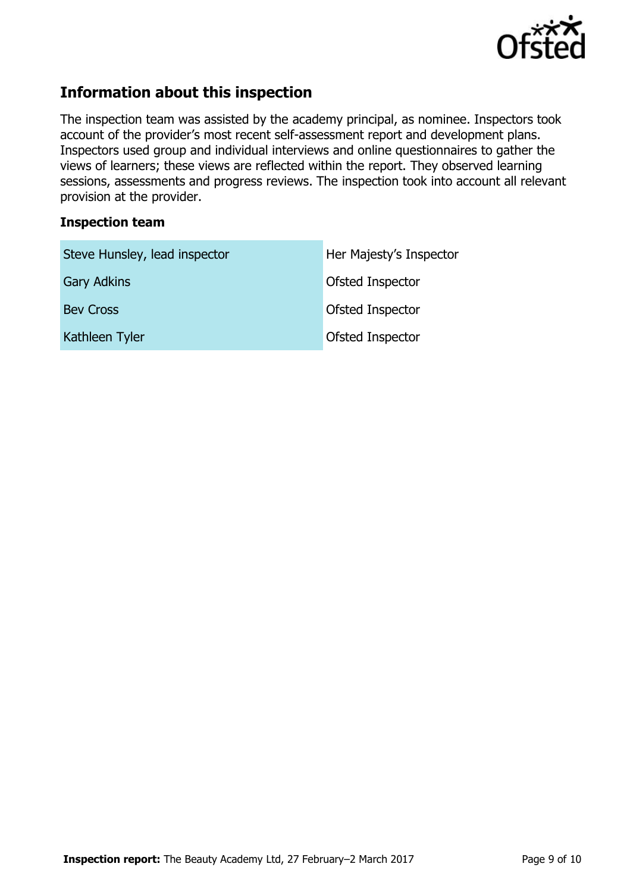## Information about this inspection

The inspection team was assisted by the academy principal, as nominee. Inspectors took account of the provider's most recent self-assessment report and development plans. Inspectors used group and individual interviews and online questionnaires to gather the views of learners; these views are reflected within the report. They observed learning sessions, assessments and progress reviews. The inspection took into account all relevant provision at the provider.

### Inspection team

| | |
|---|---|
| Steve Hunsley, lead inspector | Her Majesty's Inspector |
| Gary Adkins | Ofsted Inspector |
| Bev Cross | Ofsted Inspector |
| Kathleen Tyler | Ofsted Inspector |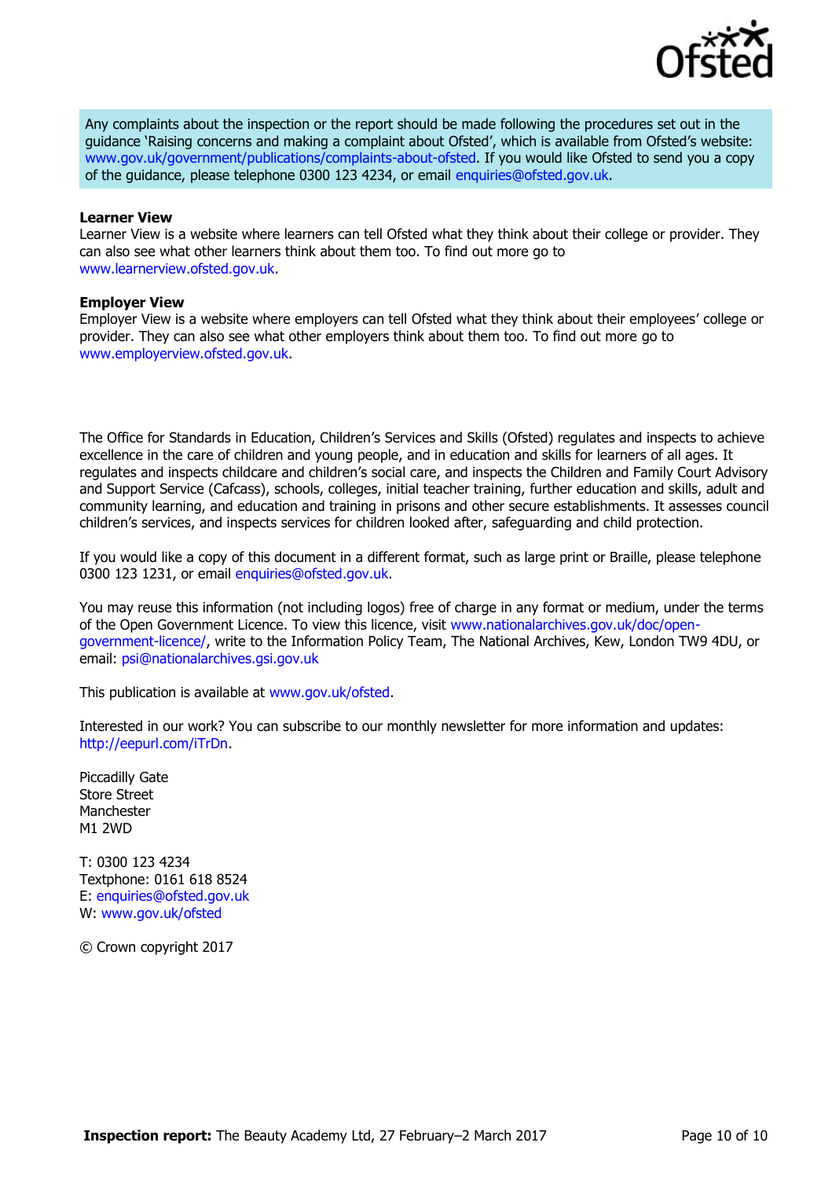Any complaints about the inspection or the report should be made following the procedures set out in the guidance 'Raising concerns and making a complaint about Ofsted', which is available from Ofsted's website: www.gov.uk/government/publications/complaints-about-ofsted. If you would like Ofsted to send you a copy of the guidance, please telephone 0300 123 4234, or email enquiries@ofsted.gov.uk.

**Learner View**
Learner View is a website where learners can tell Ofsted what they think about their college or provider. They can also see what other learners think about them too. To find out more go to www.learnerview.ofsted.gov.uk.

**Employer View**
Employer View is a website where employers can tell Ofsted what they think about their employees' college or provider. They can also see what other employers think about them too. To find out more go to www.employerview.ofsted.gov.uk.

The Office for Standards in Education, Children's Services and Skills (Ofsted) regulates and inspects to achieve excellence in the care of children and young people, and in education and skills for learners of all ages. It regulates and inspects childcare and children's social care, and inspects the Children and Family Court Advisory and Support Service (Cafcass), schools, colleges, initial teacher training, further education and skills, adult and community learning, and education and training in prisons and other secure establishments. It assesses council children's services, and inspects services for children looked after, safeguarding and child protection.

If you would like a copy of this document in a different format, such as large print or Braille, please telephone 0300 123 1231, or email enquiries@ofsted.gov.uk.

You may reuse this information (not including logos) free of charge in any format or medium, under the terms of the Open Government Licence. To view this licence, visit www.nationalarchives.gov.uk/doc/open-government-licence/, write to the Information Policy Team, The National Archives, Kew, London TW9 4DU, or email: psi@nationalarchives.gsi.gov.uk

This publication is available at www.gov.uk/ofsted.

Interested in our work? You can subscribe to our monthly newsletter for more information and updates: http://eepurl.com/iTrDn.

Piccadilly Gate
Store Street
Manchester
M1 2WD

T: 0300 123 4234
Textphone: 0161 618 8524
E: enquiries@ofsted.gov.uk
W: www.gov.uk/ofsted

© Crown copyright 2017